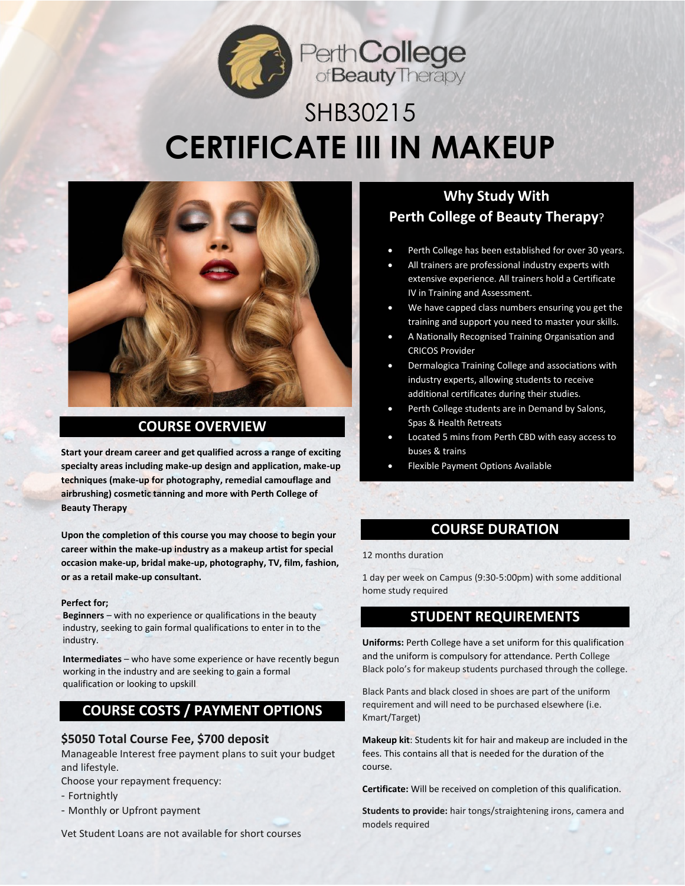Perth College of Beauty Therapy

SHB30215

# CERTIFICATE III IN MAKEUP

## COURSE OVERVIEW

**Start your dream career and get qualified across a range of exciting specialty areas including make-up design and application, make-up techniques (make-up for photography, remedial camouflage and airbrushing) cosmetic tanning and more with Perth College of Beauty Therapy**

**Upon the completion of this course you may choose to begin your career within the make-up industry as a makeup artist for special occasion make-up, bridal make-up, photography, TV, film, fashion, or as a retail make-up consultant.**

**Perfect for;**

**Beginners** – with no experience or qualifications in the beauty industry, seeking to gain formal qualifications to enter in to the industry.

**Intermediates** – who have some experience or have recently begun working in the industry and are seeking to gain a formal qualification or looking to upskill

## COURSE COSTS / PAYMENT OPTIONS

**$5050 Total Course Fee, $700 deposit**

Manageable Interest free payment plans to suit your budget and lifestyle.

Choose your repayment frequency:

- Fortnightly
- Monthly or Upfront payment

Vet Student Loans are not available for short courses

## Why Study With Perth College of Beauty Therapy?

- Perth College has been established for over 30 years.
- All trainers are professional industry experts with extensive experience. All trainers hold a Certificate IV in Training and Assessment.
- We have capped class numbers ensuring you get the training and support you need to master your skills.
- A Nationally Recognised Training Organisation and CRICOS Provider
- Dermalogica Training College and associations with industry experts, allowing students to receive additional certificates during their studies.
- Perth College students are in Demand by Salons, Spas & Health Retreats
- Located 5 mins from Perth CBD with easy access to buses & trains
- Flexible Payment Options Available

## COURSE DURATION

12 months duration

1 day per week on Campus (9:30-5:00pm) with some additional home study required

## STUDENT REQUIREMENTS

**Uniforms:** Perth College have a set uniform for this qualification and the uniform is compulsory for attendance. Perth College Black polo's for makeup students purchased through the college.

Black Pants and black closed in shoes are part of the uniform requirement and will need to be purchased elsewhere (i.e. Kmart/Target)

**Makeup kit**: Students kit for hair and makeup are included in the fees. This contains all that is needed for the duration of the course.

**Certificate:** Will be received on completion of this qualification.

**Students to provide:** hair tongs/straightening irons, camera and models required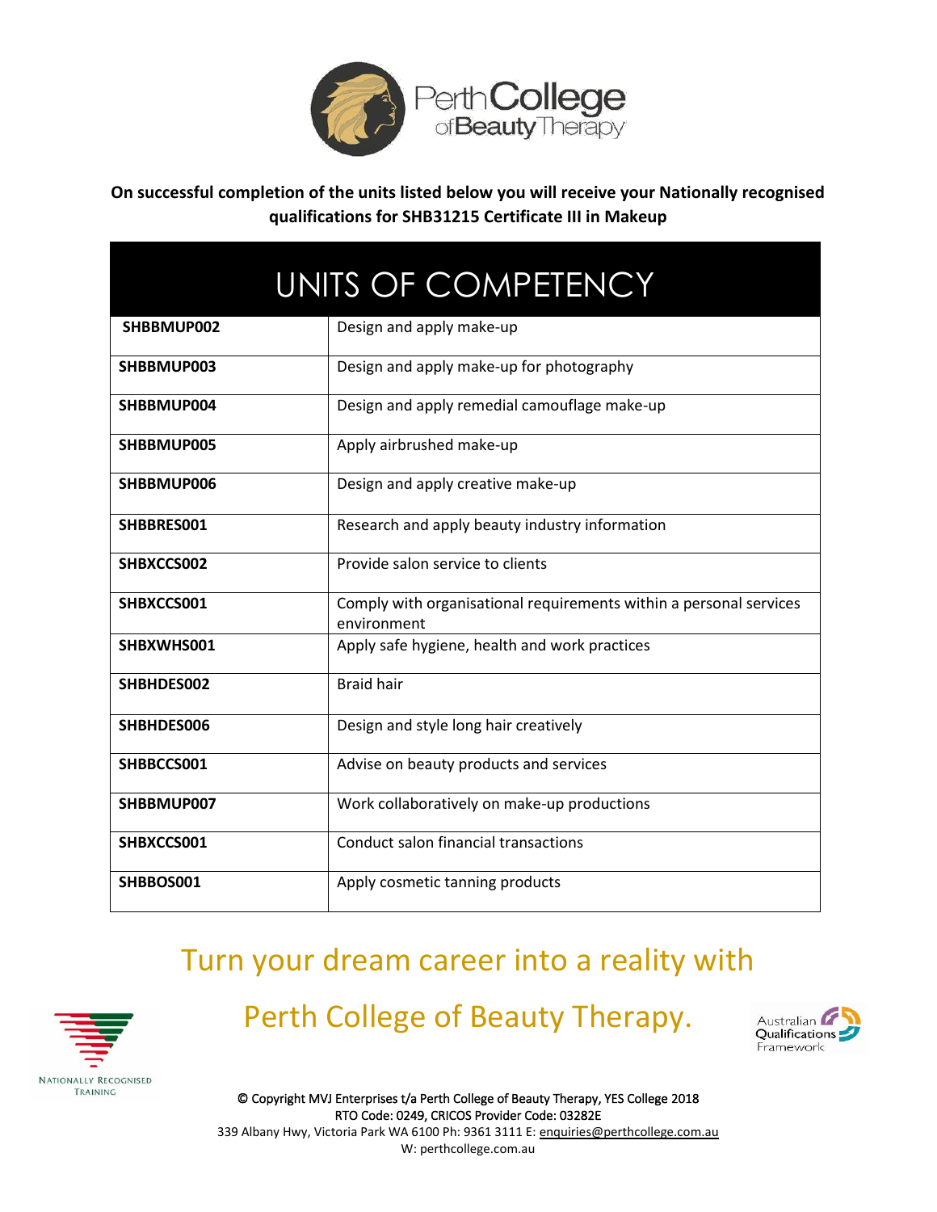**On successful completion of the units listed below you will receive your Nationally recognised qualifications for SHB31215 Certificate III in Makeup**

| UNITS OF COMPETENCY | |
|---|---|
| **SHBBMUP002** | Design and apply make-up |
| **SHBBMUP003** | Design and apply make-up for photography |
| **SHBBMUP004** | Design and apply remedial camouflage make-up |
| **SHBBMUP005** | Apply airbrushed make-up |
| **SHBBMUP006** | Design and apply creative make-up |
| **SHBBRES001** | Research and apply beauty industry information |
| **SHBXCCS002** | Provide salon service to clients |
| **SHBXCCS001** | Comply with organisational requirements within a personal services environment |
| **SHBXWHS001** | Apply safe hygiene, health and work practices |
| **SHBHDES002** | Braid hair |
| **SHBHDES006** | Design and style long hair creatively |
| **SHBBCCS001** | Advise on beauty products and services |
| **SHBBMUP007** | Work collaboratively on make-up productions |
| **SHBXCCS001** | Conduct salon financial transactions |
| **SHBBOS001** | Apply cosmetic tanning products |

Turn your dream career into a reality with

Perth College of Beauty Therapy.

© Copyright MVJ Enterprises t/a Perth College of Beauty Therapy, YES College 2018
RTO Code: 0249, CRICOS Provider Code: 03282E
339 Albany Hwy, Victoria Park WA 6100 Ph: 9361 3111 E: enquiries@perthcollege.com.au
W: perthcollege.com.au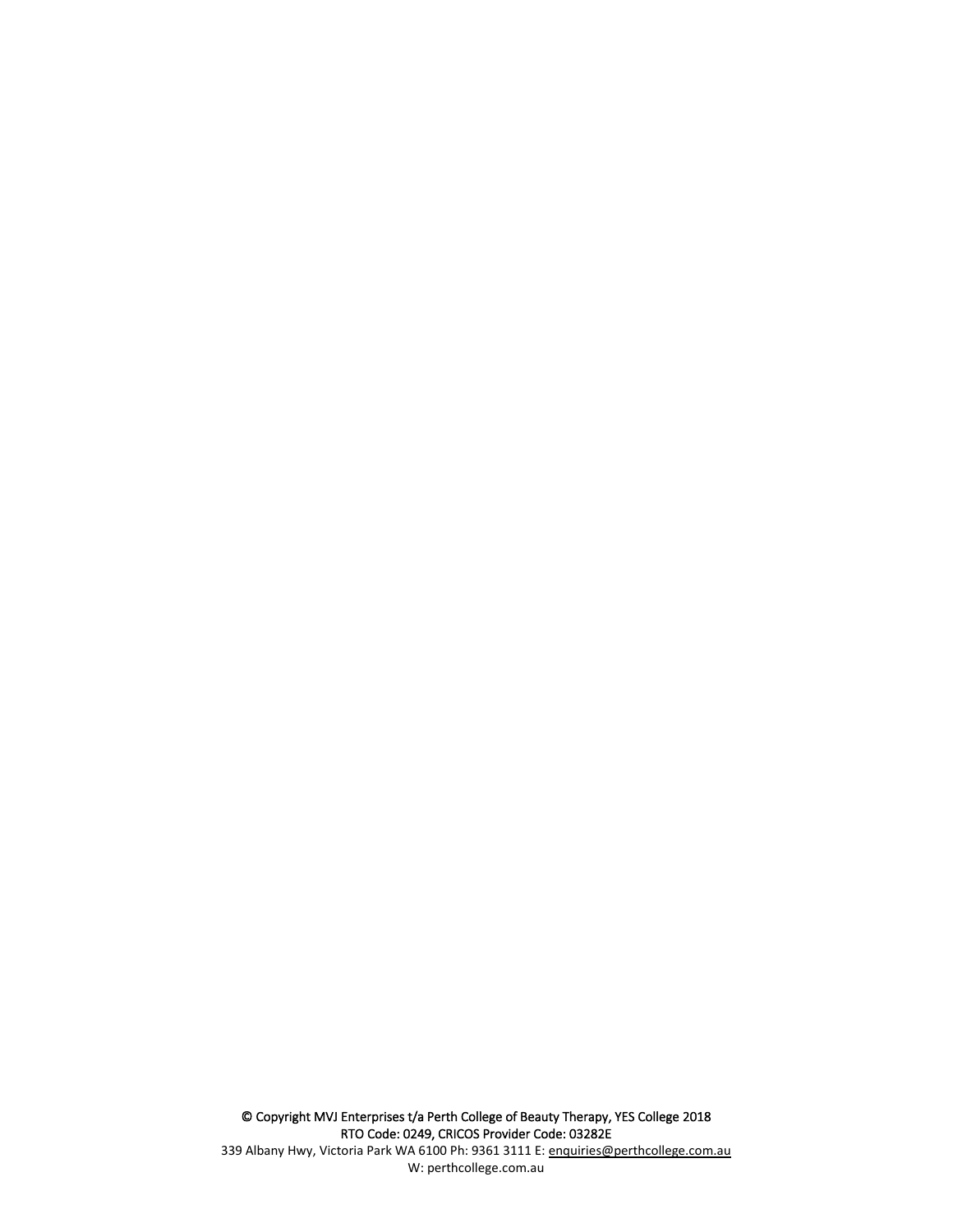© Copyright MVJ Enterprises t/a Perth College of Beauty Therapy, YES College 2018
RTO Code: 0249, CRICOS Provider Code: 03282E
339 Albany Hwy, Victoria Park WA 6100 Ph: 9361 3111 E: enquiries@perthcollege.com.au
W: perthcollege.com.au